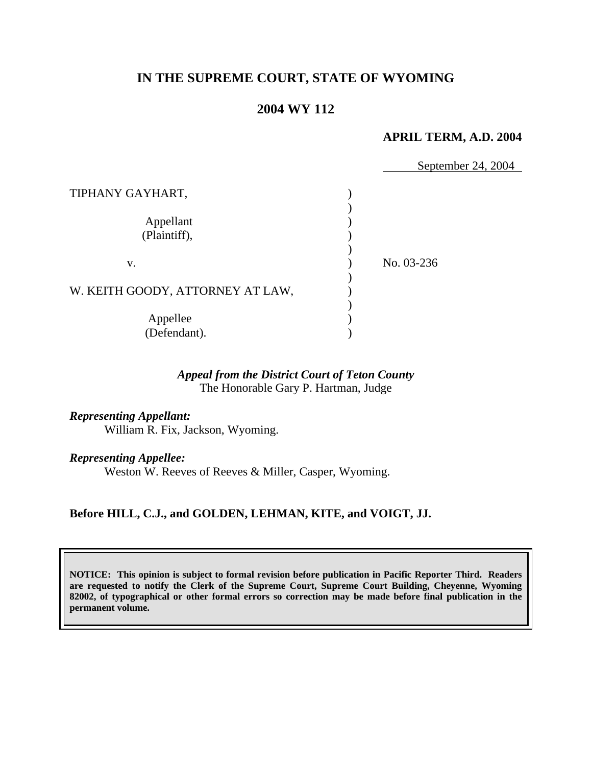# IN THE SUPREME COURT, STATE OF WYOMING

## 2004 WY 112

**APRIL TERM, A.D. 2004**

September 24, 2004

| | | |
|---|---|---|
| TIPHANY GAYHART, | ) | |
| | ) | |
| Appellant (Plaintiff), | ) | |
| | ) | |
| v. | ) | No. 03-236 |
| | ) | |
| W. KEITH GOODY, ATTORNEY AT LAW, | ) | |
| | ) | |
| Appellee (Defendant). | ) | |

***Appeal from the District Court of Teton County***
The Honorable Gary P. Hartman, Judge

***Representing Appellant:***
William R. Fix, Jackson, Wyoming.

***Representing Appellee:***
Weston W. Reeves of Reeves & Miller, Casper, Wyoming.

**Before HILL, C.J., and GOLDEN, LEHMAN, KITE, and VOIGT, JJ.**

**NOTICE: This opinion is subject to formal revision before publication in Pacific Reporter Third. Readers are requested to notify the Clerk of the Supreme Court, Supreme Court Building, Cheyenne, Wyoming 82002, of typographical or other formal errors so correction may be made before final publication in the permanent volume.**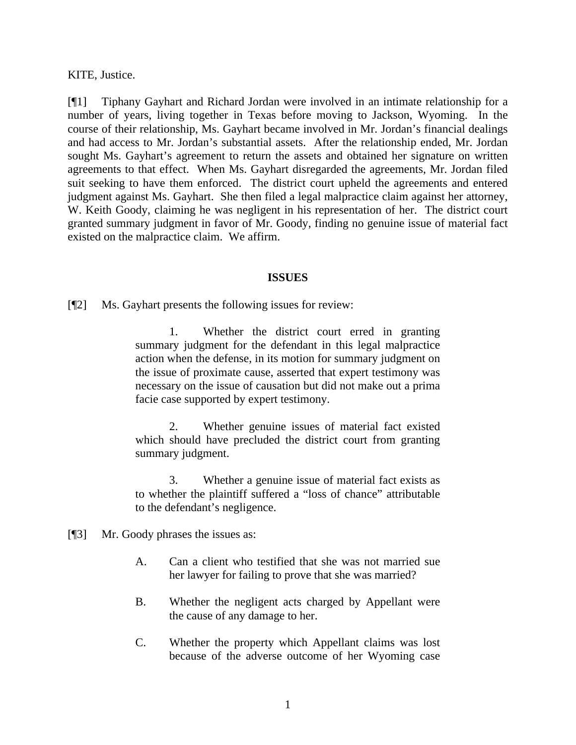KITE, Justice.

[¶1] Tiphany Gayhart and Richard Jordan were involved in an intimate relationship for a number of years, living together in Texas before moving to Jackson, Wyoming. In the course of their relationship, Ms. Gayhart became involved in Mr. Jordan's financial dealings and had access to Mr. Jordan's substantial assets. After the relationship ended, Mr. Jordan sought Ms. Gayhart's agreement to return the assets and obtained her signature on written agreements to that effect. When Ms. Gayhart disregarded the agreements, Mr. Jordan filed suit seeking to have them enforced. The district court upheld the agreements and entered judgment against Ms. Gayhart. She then filed a legal malpractice claim against her attorney, W. Keith Goody, claiming he was negligent in his representation of her. The district court granted summary judgment in favor of Mr. Goody, finding no genuine issue of material fact existed on the malpractice claim. We affirm.

## ISSUES

[¶2] Ms. Gayhart presents the following issues for review:

> 1. Whether the district court erred in granting summary judgment for the defendant in this legal malpractice action when the defense, in its motion for summary judgment on the issue of proximate cause, asserted that expert testimony was necessary on the issue of causation but did not make out a prima facie case supported by expert testimony.
>
> 2. Whether genuine issues of material fact existed which should have precluded the district court from granting summary judgment.
>
> 3. Whether a genuine issue of material fact exists as to whether the plaintiff suffered a "loss of chance" attributable to the defendant's negligence.

[¶3] Mr. Goody phrases the issues as:

> A. Can a client who testified that she was not married sue her lawyer for failing to prove that she was married?
>
> B. Whether the negligent acts charged by Appellant were the cause of any damage to her.
>
> C. Whether the property which Appellant claims was lost because of the adverse outcome of her Wyoming case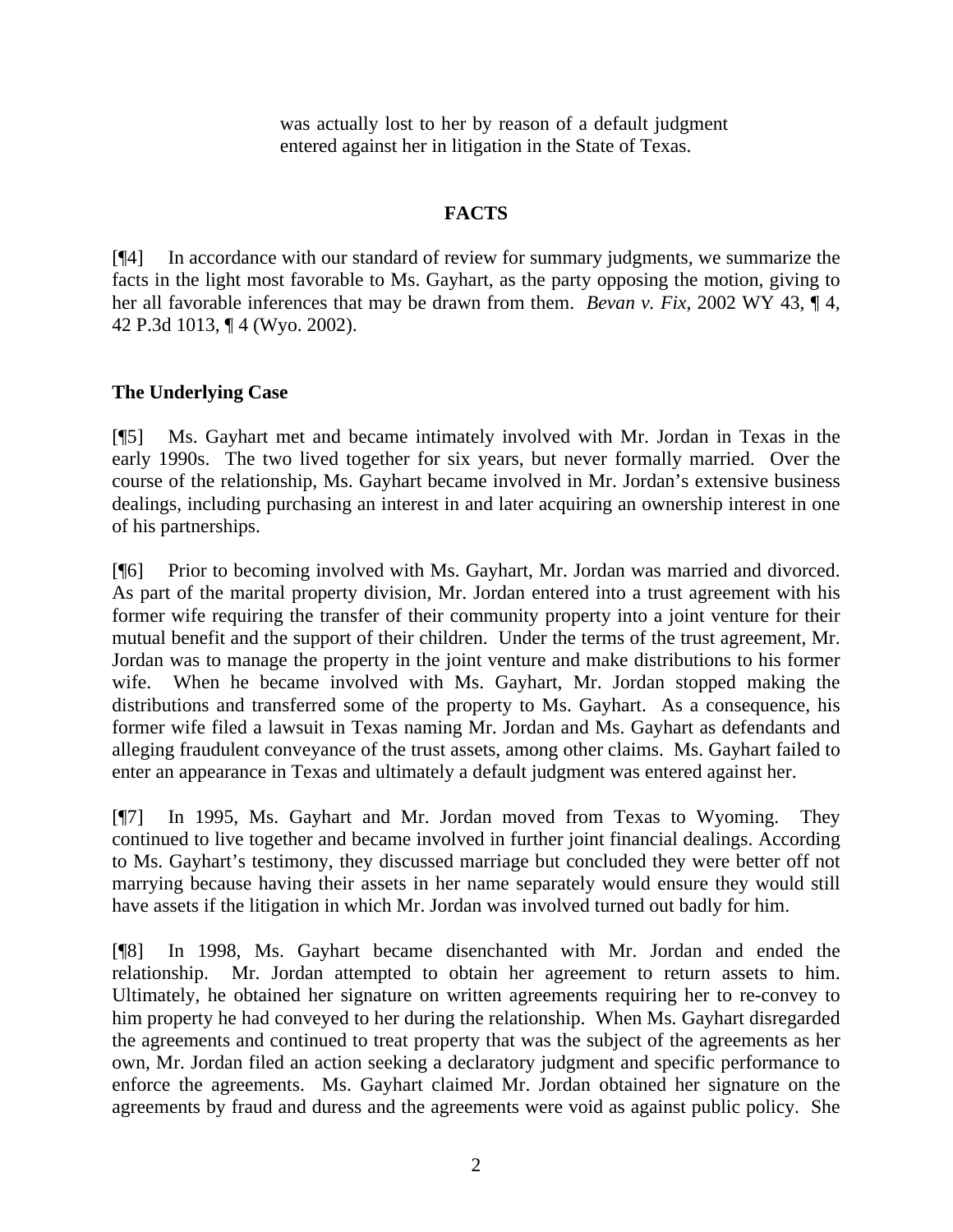was actually lost to her by reason of a default judgment entered against her in litigation in the State of Texas.

## FACTS

[¶4] In accordance with our standard of review for summary judgments, we summarize the facts in the light most favorable to Ms. Gayhart, as the party opposing the motion, giving to her all favorable inferences that may be drawn from them. *Bevan v. Fix*, 2002 WY 43, ¶ 4, 42 P.3d 1013, ¶ 4 (Wyo. 2002).

### The Underlying Case

[¶5] Ms. Gayhart met and became intimately involved with Mr. Jordan in Texas in the early 1990s. The two lived together for six years, but never formally married. Over the course of the relationship, Ms. Gayhart became involved in Mr. Jordan's extensive business dealings, including purchasing an interest in and later acquiring an ownership interest in one of his partnerships.

[¶6] Prior to becoming involved with Ms. Gayhart, Mr. Jordan was married and divorced. As part of the marital property division, Mr. Jordan entered into a trust agreement with his former wife requiring the transfer of their community property into a joint venture for their mutual benefit and the support of their children. Under the terms of the trust agreement, Mr. Jordan was to manage the property in the joint venture and make distributions to his former wife. When he became involved with Ms. Gayhart, Mr. Jordan stopped making the distributions and transferred some of the property to Ms. Gayhart. As a consequence, his former wife filed a lawsuit in Texas naming Mr. Jordan and Ms. Gayhart as defendants and alleging fraudulent conveyance of the trust assets, among other claims. Ms. Gayhart failed to enter an appearance in Texas and ultimately a default judgment was entered against her.

[¶7] In 1995, Ms. Gayhart and Mr. Jordan moved from Texas to Wyoming. They continued to live together and became involved in further joint financial dealings. According to Ms. Gayhart's testimony, they discussed marriage but concluded they were better off not marrying because having their assets in her name separately would ensure they would still have assets if the litigation in which Mr. Jordan was involved turned out badly for him.

[¶8] In 1998, Ms. Gayhart became disenchanted with Mr. Jordan and ended the relationship. Mr. Jordan attempted to obtain her agreement to return assets to him. Ultimately, he obtained her signature on written agreements requiring her to re-convey to him property he had conveyed to her during the relationship. When Ms. Gayhart disregarded the agreements and continued to treat property that was the subject of the agreements as her own, Mr. Jordan filed an action seeking a declaratory judgment and specific performance to enforce the agreements. Ms. Gayhart claimed Mr. Jordan obtained her signature on the agreements by fraud and duress and the agreements were void as against public policy. She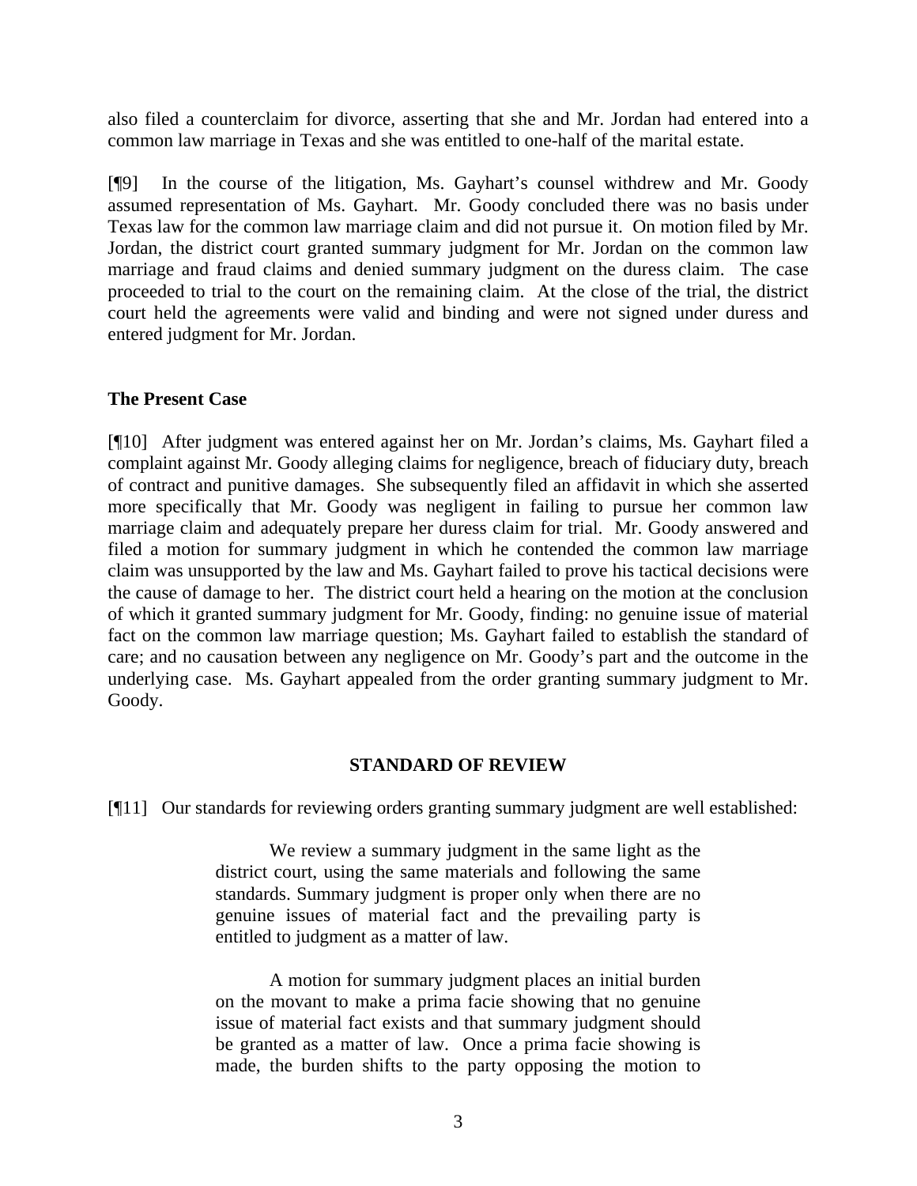also filed a counterclaim for divorce, asserting that she and Mr. Jordan had entered into a common law marriage in Texas and she was entitled to one-half of the marital estate.

[¶9] In the course of the litigation, Ms. Gayhart's counsel withdrew and Mr. Goody assumed representation of Ms. Gayhart. Mr. Goody concluded there was no basis under Texas law for the common law marriage claim and did not pursue it. On motion filed by Mr. Jordan, the district court granted summary judgment for Mr. Jordan on the common law marriage and fraud claims and denied summary judgment on the duress claim. The case proceeded to trial to the court on the remaining claim. At the close of the trial, the district court held the agreements were valid and binding and were not signed under duress and entered judgment for Mr. Jordan.

**The Present Case**

[¶10] After judgment was entered against her on Mr. Jordan's claims, Ms. Gayhart filed a complaint against Mr. Goody alleging claims for negligence, breach of fiduciary duty, breach of contract and punitive damages. She subsequently filed an affidavit in which she asserted more specifically that Mr. Goody was negligent in failing to pursue her common law marriage claim and adequately prepare her duress claim for trial. Mr. Goody answered and filed a motion for summary judgment in which he contended the common law marriage claim was unsupported by the law and Ms. Gayhart failed to prove his tactical decisions were the cause of damage to her. The district court held a hearing on the motion at the conclusion of which it granted summary judgment for Mr. Goody, finding: no genuine issue of material fact on the common law marriage question; Ms. Gayhart failed to establish the standard of care; and no causation between any negligence on Mr. Goody's part and the outcome in the underlying case. Ms. Gayhart appealed from the order granting summary judgment to Mr. Goody.

## STANDARD OF REVIEW

[¶11] Our standards for reviewing orders granting summary judgment are well established:

> We review a summary judgment in the same light as the district court, using the same materials and following the same standards. Summary judgment is proper only when there are no genuine issues of material fact and the prevailing party is entitled to judgment as a matter of law.
>
> A motion for summary judgment places an initial burden on the movant to make a prima facie showing that no genuine issue of material fact exists and that summary judgment should be granted as a matter of law. Once a prima facie showing is made, the burden shifts to the party opposing the motion to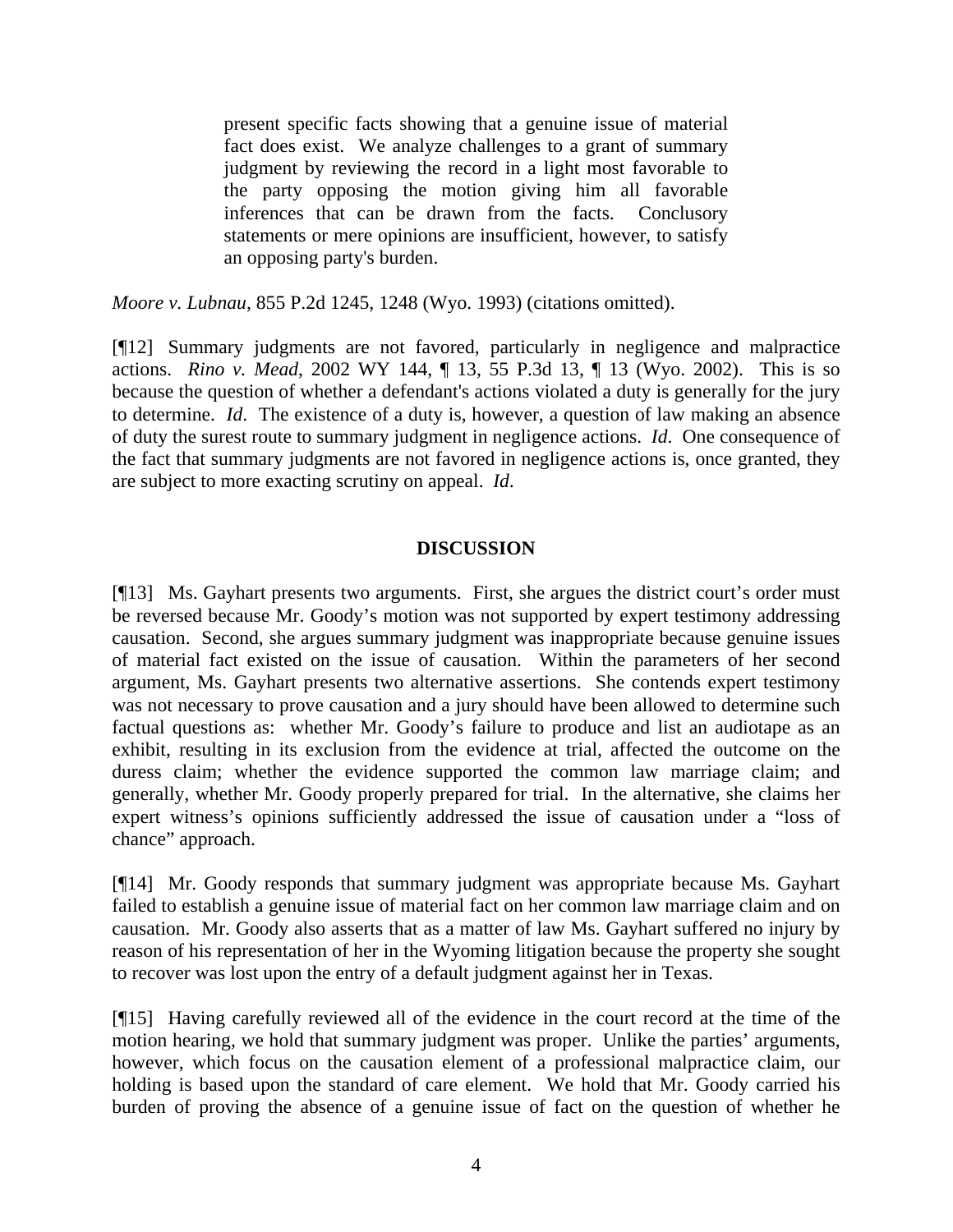> present specific facts showing that a genuine issue of material fact does exist. We analyze challenges to a grant of summary judgment by reviewing the record in a light most favorable to the party opposing the motion giving him all favorable inferences that can be drawn from the facts. Conclusory statements or mere opinions are insufficient, however, to satisfy an opposing party's burden.

*Moore v. Lubnau*, 855 P.2d 1245, 1248 (Wyo. 1993) (citations omitted).

[¶12] Summary judgments are not favored, particularly in negligence and malpractice actions. *Rino v. Mead*, 2002 WY 144, ¶ 13, 55 P.3d 13, ¶ 13 (Wyo. 2002). This is so because the question of whether a defendant's actions violated a duty is generally for the jury to determine. *Id.* The existence of a duty is, however, a question of law making an absence of duty the surest route to summary judgment in negligence actions. *Id.* One consequence of the fact that summary judgments are not favored in negligence actions is, once granted, they are subject to more exacting scrutiny on appeal. *Id.*

## DISCUSSION

[¶13] Ms. Gayhart presents two arguments. First, she argues the district court's order must be reversed because Mr. Goody's motion was not supported by expert testimony addressing causation. Second, she argues summary judgment was inappropriate because genuine issues of material fact existed on the issue of causation. Within the parameters of her second argument, Ms. Gayhart presents two alternative assertions. She contends expert testimony was not necessary to prove causation and a jury should have been allowed to determine such factual questions as: whether Mr. Goody's failure to produce and list an audiotape as an exhibit, resulting in its exclusion from the evidence at trial, affected the outcome on the duress claim; whether the evidence supported the common law marriage claim; and generally, whether Mr. Goody properly prepared for trial. In the alternative, she claims her expert witness's opinions sufficiently addressed the issue of causation under a "loss of chance" approach.

[¶14] Mr. Goody responds that summary judgment was appropriate because Ms. Gayhart failed to establish a genuine issue of material fact on her common law marriage claim and on causation. Mr. Goody also asserts that as a matter of law Ms. Gayhart suffered no injury by reason of his representation of her in the Wyoming litigation because the property she sought to recover was lost upon the entry of a default judgment against her in Texas.

[¶15] Having carefully reviewed all of the evidence in the court record at the time of the motion hearing, we hold that summary judgment was proper. Unlike the parties' arguments, however, which focus on the causation element of a professional malpractice claim, our holding is based upon the standard of care element. We hold that Mr. Goody carried his burden of proving the absence of a genuine issue of fact on the question of whether he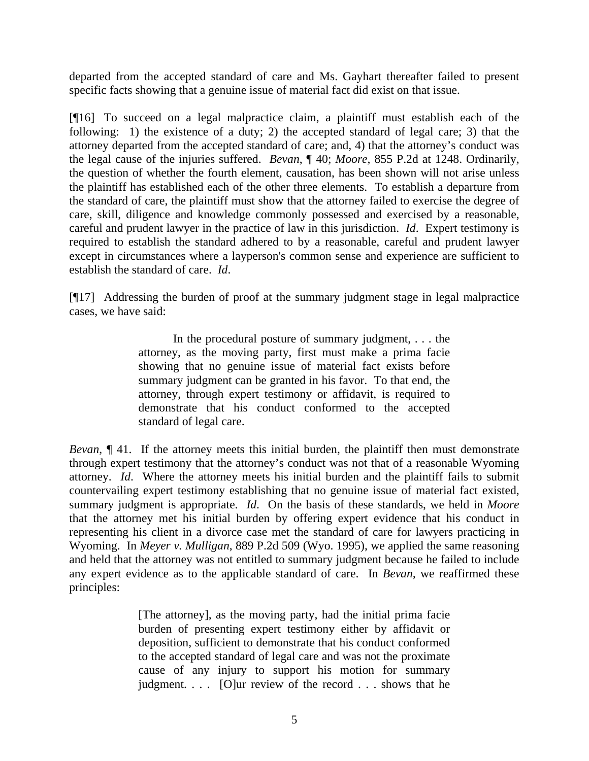departed from the accepted standard of care and Ms. Gayhart thereafter failed to present specific facts showing that a genuine issue of material fact did exist on that issue.

[¶16] To succeed on a legal malpractice claim, a plaintiff must establish each of the following: 1) the existence of a duty; 2) the accepted standard of legal care; 3) that the attorney departed from the accepted standard of care; and, 4) that the attorney's conduct was the legal cause of the injuries suffered. *Bevan*, ¶ 40; *Moore*, 855 P.2d at 1248. Ordinarily, the question of whether the fourth element, causation, has been shown will not arise unless the plaintiff has established each of the other three elements. To establish a departure from the standard of care, the plaintiff must show that the attorney failed to exercise the degree of care, skill, diligence and knowledge commonly possessed and exercised by a reasonable, careful and prudent lawyer in the practice of law in this jurisdiction. *Id*. Expert testimony is required to establish the standard adhered to by a reasonable, careful and prudent lawyer except in circumstances where a layperson's common sense and experience are sufficient to establish the standard of care. *Id*.

[¶17] Addressing the burden of proof at the summary judgment stage in legal malpractice cases, we have said:

> In the procedural posture of summary judgment, . . . the attorney, as the moving party, first must make a prima facie showing that no genuine issue of material fact exists before summary judgment can be granted in his favor. To that end, the attorney, through expert testimony or affidavit, is required to demonstrate that his conduct conformed to the accepted standard of legal care.

*Bevan*, ¶ 41. If the attorney meets this initial burden, the plaintiff then must demonstrate through expert testimony that the attorney's conduct was not that of a reasonable Wyoming attorney. *Id*. Where the attorney meets his initial burden and the plaintiff fails to submit countervailing expert testimony establishing that no genuine issue of material fact existed, summary judgment is appropriate. *Id*. On the basis of these standards, we held in *Moore* that the attorney met his initial burden by offering expert evidence that his conduct in representing his client in a divorce case met the standard of care for lawyers practicing in Wyoming. In *Meyer v. Mulligan*, 889 P.2d 509 (Wyo. 1995), we applied the same reasoning and held that the attorney was not entitled to summary judgment because he failed to include any expert evidence as to the applicable standard of care. In *Bevan*, we reaffirmed these principles:

> [The attorney], as the moving party, had the initial prima facie burden of presenting expert testimony either by affidavit or deposition, sufficient to demonstrate that his conduct conformed to the accepted standard of legal care and was not the proximate cause of any injury to support his motion for summary judgment. . . . [O]ur review of the record . . . shows that he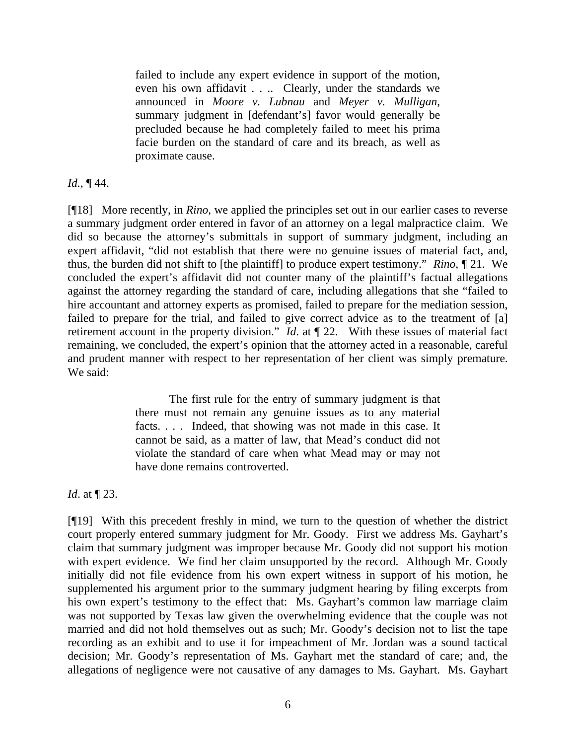> failed to include any expert evidence in support of the motion, even his own affidavit . . .. Clearly, under the standards we announced in *Moore v. Lubnau* and *Meyer v. Mulligan*, summary judgment in [defendant's] favor would generally be precluded because he had completely failed to meet his prima facie burden on the standard of care and its breach, as well as proximate cause.

*Id.*, ¶ 44.

[¶18] More recently, in *Rino*, we applied the principles set out in our earlier cases to reverse a summary judgment order entered in favor of an attorney on a legal malpractice claim. We did so because the attorney's submittals in support of summary judgment, including an expert affidavit, "did not establish that there were no genuine issues of material fact, and, thus, the burden did not shift to [the plaintiff] to produce expert testimony." *Rino*, ¶ 21. We concluded the expert's affidavit did not counter many of the plaintiff's factual allegations against the attorney regarding the standard of care, including allegations that she "failed to hire accountant and attorney experts as promised, failed to prepare for the mediation session, failed to prepare for the trial, and failed to give correct advice as to the treatment of [a] retirement account in the property division." *Id*. at ¶ 22. With these issues of material fact remaining, we concluded, the expert's opinion that the attorney acted in a reasonable, careful and prudent manner with respect to her representation of her client was simply premature. We said:

> The first rule for the entry of summary judgment is that there must not remain any genuine issues as to any material facts. . . . Indeed, that showing was not made in this case. It cannot be said, as a matter of law, that Mead's conduct did not violate the standard of care when what Mead may or may not have done remains controverted.

*Id*. at ¶ 23.

[¶19] With this precedent freshly in mind, we turn to the question of whether the district court properly entered summary judgment for Mr. Goody. First we address Ms. Gayhart's claim that summary judgment was improper because Mr. Goody did not support his motion with expert evidence. We find her claim unsupported by the record. Although Mr. Goody initially did not file evidence from his own expert witness in support of his motion, he supplemented his argument prior to the summary judgment hearing by filing excerpts from his own expert's testimony to the effect that: Ms. Gayhart's common law marriage claim was not supported by Texas law given the overwhelming evidence that the couple was not married and did not hold themselves out as such; Mr. Goody's decision not to list the tape recording as an exhibit and to use it for impeachment of Mr. Jordan was a sound tactical decision; Mr. Goody's representation of Ms. Gayhart met the standard of care; and, the allegations of negligence were not causative of any damages to Ms. Gayhart. Ms. Gayhart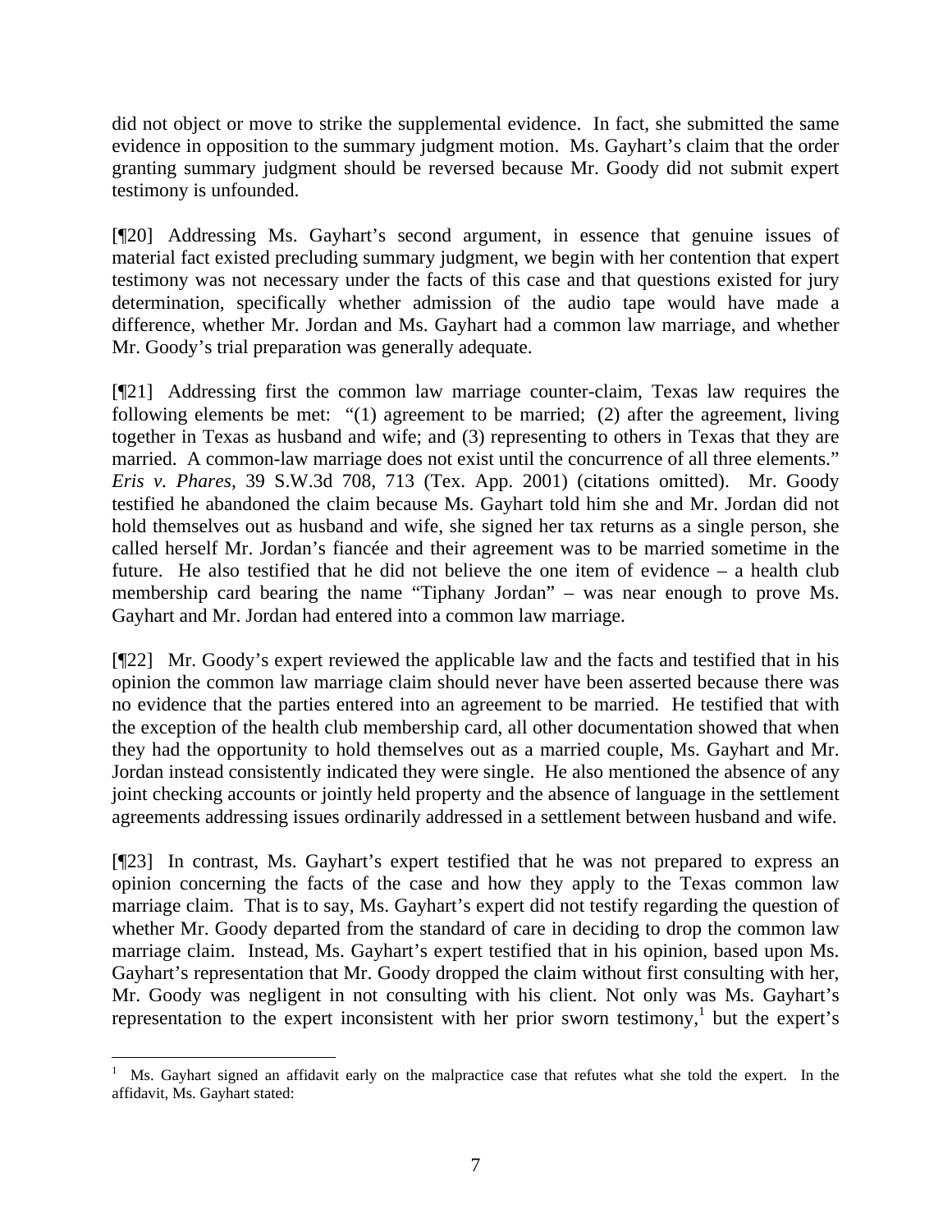did not object or move to strike the supplemental evidence. In fact, she submitted the same evidence in opposition to the summary judgment motion. Ms. Gayhart's claim that the order granting summary judgment should be reversed because Mr. Goody did not submit expert testimony is unfounded.

[¶20] Addressing Ms. Gayhart's second argument, in essence that genuine issues of material fact existed precluding summary judgment, we begin with her contention that expert testimony was not necessary under the facts of this case and that questions existed for jury determination, specifically whether admission of the audio tape would have made a difference, whether Mr. Jordan and Ms. Gayhart had a common law marriage, and whether Mr. Goody's trial preparation was generally adequate.

[¶21] Addressing first the common law marriage counter-claim, Texas law requires the following elements be met: "(1) agreement to be married; (2) after the agreement, living together in Texas as husband and wife; and (3) representing to others in Texas that they are married. A common-law marriage does not exist until the concurrence of all three elements." *Eris v. Phares*, 39 S.W.3d 708, 713 (Tex. App. 2001) (citations omitted). Mr. Goody testified he abandoned the claim because Ms. Gayhart told him she and Mr. Jordan did not hold themselves out as husband and wife, she signed her tax returns as a single person, she called herself Mr. Jordan's fiancée and their agreement was to be married sometime in the future. He also testified that he did not believe the one item of evidence – a health club membership card bearing the name "Tiphany Jordan" – was near enough to prove Ms. Gayhart and Mr. Jordan had entered into a common law marriage.

[¶22] Mr. Goody's expert reviewed the applicable law and the facts and testified that in his opinion the common law marriage claim should never have been asserted because there was no evidence that the parties entered into an agreement to be married. He testified that with the exception of the health club membership card, all other documentation showed that when they had the opportunity to hold themselves out as a married couple, Ms. Gayhart and Mr. Jordan instead consistently indicated they were single. He also mentioned the absence of any joint checking accounts or jointly held property and the absence of language in the settlement agreements addressing issues ordinarily addressed in a settlement between husband and wife.

[¶23] In contrast, Ms. Gayhart's expert testified that he was not prepared to express an opinion concerning the facts of the case and how they apply to the Texas common law marriage claim. That is to say, Ms. Gayhart's expert did not testify regarding the question of whether Mr. Goody departed from the standard of care in deciding to drop the common law marriage claim. Instead, Ms. Gayhart's expert testified that in his opinion, based upon Ms. Gayhart's representation that Mr. Goody dropped the claim without first consulting with her, Mr. Goody was negligent in not consulting with his client. Not only was Ms. Gayhart's representation to the expert inconsistent with her prior sworn testimony,[1] but the expert's

---

[1] Ms. Gayhart signed an affidavit early on the malpractice case that refutes what she told the expert. In the affidavit, Ms. Gayhart stated: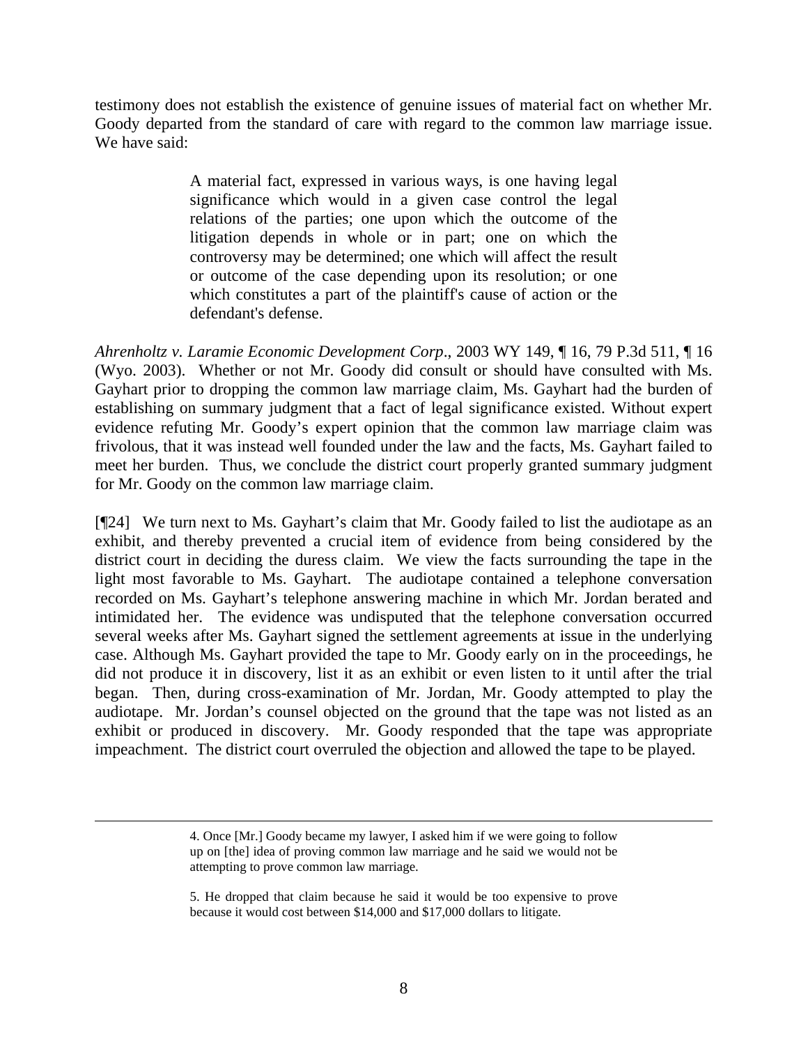testimony does not establish the existence of genuine issues of material fact on whether Mr. Goody departed from the standard of care with regard to the common law marriage issue. We have said:

> A material fact, expressed in various ways, is one having legal significance which would in a given case control the legal relations of the parties; one upon which the outcome of the litigation depends in whole or in part; one on which the controversy may be determined; one which will affect the result or outcome of the case depending upon its resolution; or one which constitutes a part of the plaintiff's cause of action or the defendant's defense.

*Ahrenholtz v. Laramie Economic Development Corp*., 2003 WY 149, ¶ 16, 79 P.3d 511, ¶ 16 (Wyo. 2003). Whether or not Mr. Goody did consult or should have consulted with Ms. Gayhart prior to dropping the common law marriage claim, Ms. Gayhart had the burden of establishing on summary judgment that a fact of legal significance existed. Without expert evidence refuting Mr. Goody's expert opinion that the common law marriage claim was frivolous, that it was instead well founded under the law and the facts, Ms. Gayhart failed to meet her burden. Thus, we conclude the district court properly granted summary judgment for Mr. Goody on the common law marriage claim.

[¶24] We turn next to Ms. Gayhart's claim that Mr. Goody failed to list the audiotape as an exhibit, and thereby prevented a crucial item of evidence from being considered by the district court in deciding the duress claim. We view the facts surrounding the tape in the light most favorable to Ms. Gayhart. The audiotape contained a telephone conversation recorded on Ms. Gayhart's telephone answering machine in which Mr. Jordan berated and intimidated her. The evidence was undisputed that the telephone conversation occurred several weeks after Ms. Gayhart signed the settlement agreements at issue in the underlying case. Although Ms. Gayhart provided the tape to Mr. Goody early on in the proceedings, he did not produce it in discovery, list it as an exhibit or even listen to it until after the trial began. Then, during cross-examination of Mr. Jordan, Mr. Goody attempted to play the audiotape. Mr. Jordan's counsel objected on the ground that the tape was not listed as an exhibit or produced in discovery. Mr. Goody responded that the tape was appropriate impeachment. The district court overruled the objection and allowed the tape to be played.

---

> 4. Once [Mr.] Goody became my lawyer, I asked him if we were going to follow up on [the] idea of proving common law marriage and he said we would not be attempting to prove common law marriage.
>
> 5. He dropped that claim because he said it would be too expensive to prove because it would cost between $14,000 and $17,000 dollars to litigate.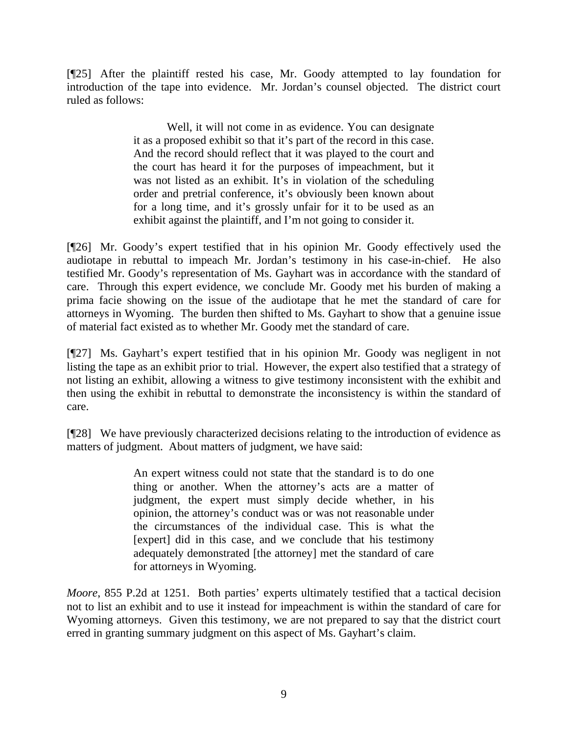[¶25] After the plaintiff rested his case, Mr. Goody attempted to lay foundation for introduction of the tape into evidence. Mr. Jordan's counsel objected. The district court ruled as follows:

> Well, it will not come in as evidence. You can designate it as a proposed exhibit so that it's part of the record in this case. And the record should reflect that it was played to the court and the court has heard it for the purposes of impeachment, but it was not listed as an exhibit. It's in violation of the scheduling order and pretrial conference, it's obviously been known about for a long time, and it's grossly unfair for it to be used as an exhibit against the plaintiff, and I'm not going to consider it.

[¶26] Mr. Goody's expert testified that in his opinion Mr. Goody effectively used the audiotape in rebuttal to impeach Mr. Jordan's testimony in his case-in-chief. He also testified Mr. Goody's representation of Ms. Gayhart was in accordance with the standard of care. Through this expert evidence, we conclude Mr. Goody met his burden of making a prima facie showing on the issue of the audiotape that he met the standard of care for attorneys in Wyoming. The burden then shifted to Ms. Gayhart to show that a genuine issue of material fact existed as to whether Mr. Goody met the standard of care.

[¶27] Ms. Gayhart's expert testified that in his opinion Mr. Goody was negligent in not listing the tape as an exhibit prior to trial. However, the expert also testified that a strategy of not listing an exhibit, allowing a witness to give testimony inconsistent with the exhibit and then using the exhibit in rebuttal to demonstrate the inconsistency is within the standard of care.

[¶28] We have previously characterized decisions relating to the introduction of evidence as matters of judgment. About matters of judgment, we have said:

> An expert witness could not state that the standard is to do one thing or another. When the attorney's acts are a matter of judgment, the expert must simply decide whether, in his opinion, the attorney's conduct was or was not reasonable under the circumstances of the individual case. This is what the [expert] did in this case, and we conclude that his testimony adequately demonstrated [the attorney] met the standard of care for attorneys in Wyoming.

*Moore*, 855 P.2d at 1251. Both parties' experts ultimately testified that a tactical decision not to list an exhibit and to use it instead for impeachment is within the standard of care for Wyoming attorneys. Given this testimony, we are not prepared to say that the district court erred in granting summary judgment on this aspect of Ms. Gayhart's claim.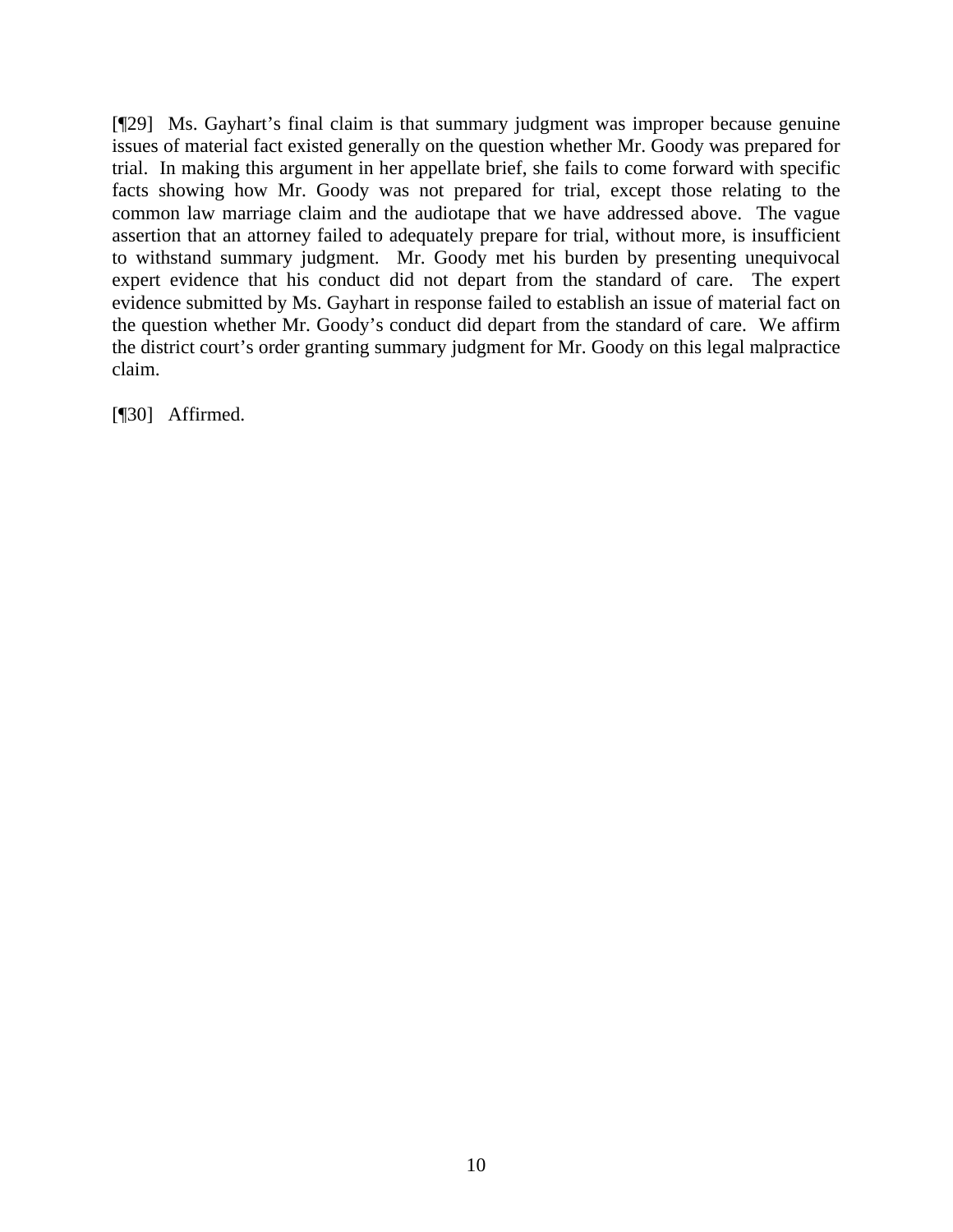[¶29] Ms. Gayhart's final claim is that summary judgment was improper because genuine issues of material fact existed generally on the question whether Mr. Goody was prepared for trial. In making this argument in her appellate brief, she fails to come forward with specific facts showing how Mr. Goody was not prepared for trial, except those relating to the common law marriage claim and the audiotape that we have addressed above. The vague assertion that an attorney failed to adequately prepare for trial, without more, is insufficient to withstand summary judgment. Mr. Goody met his burden by presenting unequivocal expert evidence that his conduct did not depart from the standard of care. The expert evidence submitted by Ms. Gayhart in response failed to establish an issue of material fact on the question whether Mr. Goody's conduct did depart from the standard of care. We affirm the district court's order granting summary judgment for Mr. Goody on this legal malpractice claim.

[¶30] Affirmed.